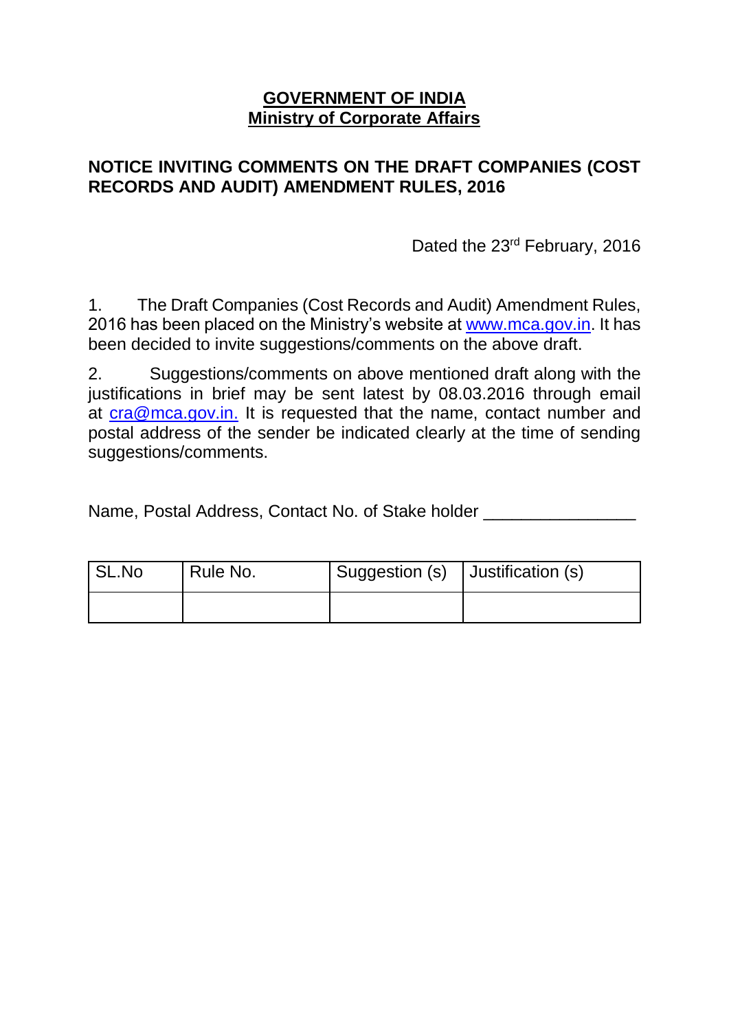**GOVERNMENT OF INDIA**
**Ministry of Corporate Affairs**

**NOTICE INVITING COMMENTS ON THE DRAFT COMPANIES (COST RECORDS AND AUDIT) AMENDMENT RULES, 2016**

Dated the 23rd February, 2016

1. The Draft Companies (Cost Records and Audit) Amendment Rules, 2016 has been placed on the Ministry's website at www.mca.gov.in. It has been decided to invite suggestions/comments on the above draft.

2. Suggestions/comments on above mentioned draft along with the justifications in brief may be sent latest by 08.03.2016 through email at cra@mca.gov.in. It is requested that the name, contact number and postal address of the sender be indicated clearly at the time of sending suggestions/comments.

Name, Postal Address, Contact No. of Stake holder _______________

| SL.No | Rule No. | Suggestion (s) | Justification (s) |
|---|---|---|---|
| | | | |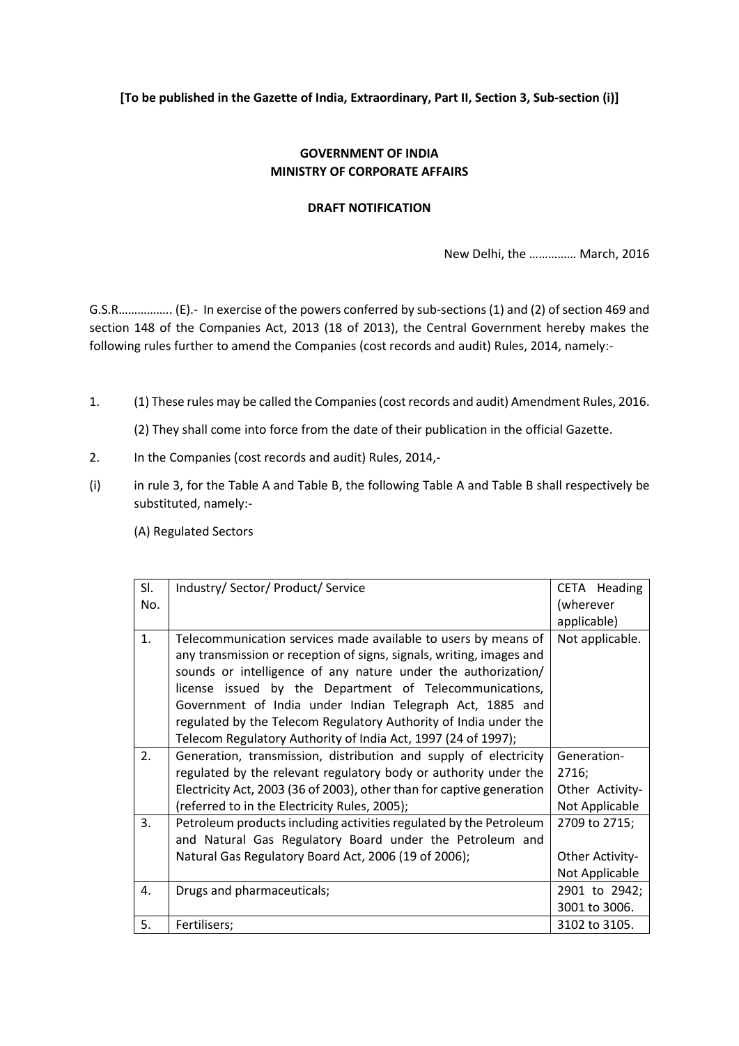**[To be published in the Gazette of India, Extraordinary, Part II, Section 3, Sub-section (i)]**

**GOVERNMENT OF INDIA**
**MINISTRY OF CORPORATE AFFAIRS**

**DRAFT NOTIFICATION**

New Delhi, the …………… March, 2016

G.S.R…………….. (E).- In exercise of the powers conferred by sub-sections (1) and (2) of section 469 and section 148 of the Companies Act, 2013 (18 of 2013), the Central Government hereby makes the following rules further to amend the Companies (cost records and audit) Rules, 2014, namely:-

1. (1) These rules may be called the Companies (cost records and audit) Amendment Rules, 2016.

   (2) They shall come into force from the date of their publication in the official Gazette.

2. In the Companies (cost records and audit) Rules, 2014,-

(i) in rule 3, for the Table A and Table B, the following Table A and Table B shall respectively be substituted, namely:-

(A) Regulated Sectors

| Sl. No. | Industry/ Sector/ Product/ Service | CETA Heading (wherever applicable) |
|---|---|---|
| 1. | Telecommunication services made available to users by means of any transmission or reception of signs, signals, writing, images and sounds or intelligence of any nature under the authorization/ license issued by the Department of Telecommunications, Government of India under Indian Telegraph Act, 1885 and regulated by the Telecom Regulatory Authority of India under the Telecom Regulatory Authority of India Act, 1997 (24 of 1997); | Not applicable. |
| 2. | Generation, transmission, distribution and supply of electricity regulated by the relevant regulatory body or authority under the Electricity Act, 2003 (36 of 2003), other than for captive generation (referred to in the Electricity Rules, 2005); | Generation-2716; Other Activity-Not Applicable |
| 3. | Petroleum products including activities regulated by the Petroleum and Natural Gas Regulatory Board under the Petroleum and Natural Gas Regulatory Board Act, 2006 (19 of 2006); | 2709 to 2715; Other Activity-Not Applicable |
| 4. | Drugs and pharmaceuticals; | 2901 to 2942; 3001 to 3006. |
| 5. | Fertilisers; | 3102 to 3105. |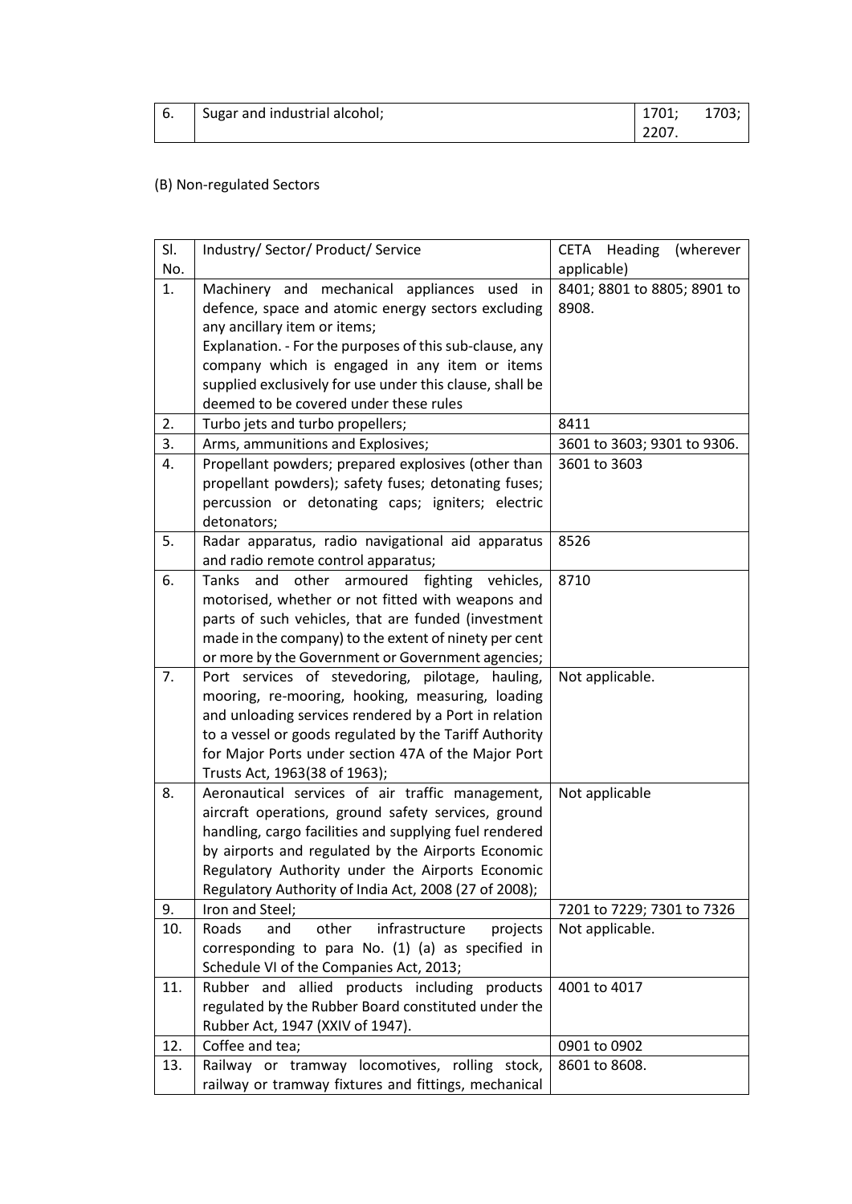| 6. | Sugar and industrial alcohol; | 1701; 1703; 2207. |
|---|---|---|

(B) Non-regulated Sectors

| Sl. No. | Industry/ Sector/ Product/ Service | CETA Heading (wherever applicable) |
|---|---|---|
| 1. | Machinery and mechanical appliances used in defence, space and atomic energy sectors excluding any ancillary item or items; Explanation. - For the purposes of this sub-clause, any company which is engaged in any item or items supplied exclusively for use under this clause, shall be deemed to be covered under these rules | 8401; 8801 to 8805; 8901 to 8908. |
| 2. | Turbo jets and turbo propellers; | 8411 |
| 3. | Arms, ammunitions and Explosives; | 3601 to 3603; 9301 to 9306. |
| 4. | Propellant powders; prepared explosives (other than propellant powders); safety fuses; detonating fuses; percussion or detonating caps; igniters; electric detonators; | 3601 to 3603 |
| 5. | Radar apparatus, radio navigational aid apparatus and radio remote control apparatus; | 8526 |
| 6. | Tanks and other armoured fighting vehicles, motorised, whether or not fitted with weapons and parts of such vehicles, that are funded (investment made in the company) to the extent of ninety per cent or more by the Government or Government agencies; | 8710 |
| 7. | Port services of stevedoring, pilotage, hauling, mooring, re-mooring, hooking, measuring, loading and unloading services rendered by a Port in relation to a vessel or goods regulated by the Tariff Authority for Major Ports under section 47A of the Major Port Trusts Act, 1963(38 of 1963); | Not applicable. |
| 8. | Aeronautical services of air traffic management, aircraft operations, ground safety services, ground handling, cargo facilities and supplying fuel rendered by airports and regulated by the Airports Economic Regulatory Authority under the Airports Economic Regulatory Authority of India Act, 2008 (27 of 2008); | Not applicable |
| 9. | Iron and Steel; | 7201 to 7229; 7301 to 7326 |
| 10. | Roads and other infrastructure projects corresponding to para No. (1) (a) as specified in Schedule VI of the Companies Act, 2013; | Not applicable. |
| 11. | Rubber and allied products including products regulated by the Rubber Board constituted under the Rubber Act, 1947 (XXIV of 1947). | 4001 to 4017 |
| 12. | Coffee and tea; | 0901 to 0902 |
| 13. | Railway or tramway locomotives, rolling stock, railway or tramway fixtures and fittings, mechanical | 8601 to 8608. |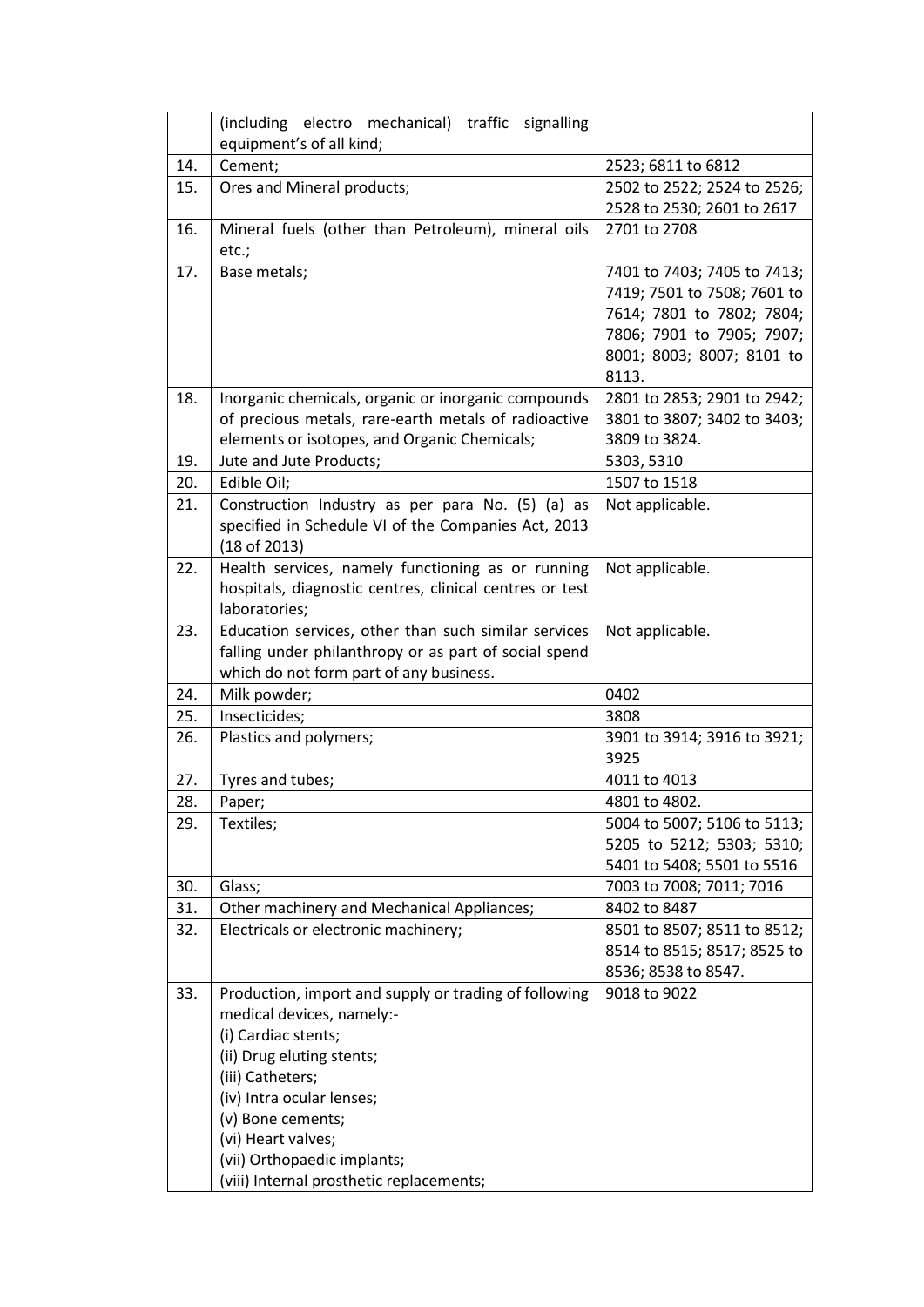|  |  |  |
|---|---|---|
|  | (including electro mechanical) traffic signalling equipment's of all kind; |  |
| 14. | Cement; | 2523; 6811 to 6812 |
| 15. | Ores and Mineral products; | 2502 to 2522; 2524 to 2526; 2528 to 2530; 2601 to 2617 |
| 16. | Mineral fuels (other than Petroleum), mineral oils etc.; | 2701 to 2708 |
| 17. | Base metals; | 7401 to 7403; 7405 to 7413; 7419; 7501 to 7508; 7601 to 7614; 7801 to 7802; 7804; 7806; 7901 to 7905; 7907; 8001; 8003; 8007; 8101 to 8113. |
| 18. | Inorganic chemicals, organic or inorganic compounds of precious metals, rare-earth metals of radioactive elements or isotopes, and Organic Chemicals; | 2801 to 2853; 2901 to 2942; 3801 to 3807; 3402 to 3403; 3809 to 3824. |
| 19. | Jute and Jute Products; | 5303, 5310 |
| 20. | Edible Oil; | 1507 to 1518 |
| 21. | Construction Industry as per para No. (5) (a) as specified in Schedule VI of the Companies Act, 2013 (18 of 2013) | Not applicable. |
| 22. | Health services, namely functioning as or running hospitals, diagnostic centres, clinical centres or test laboratories; | Not applicable. |
| 23. | Education services, other than such similar services falling under philanthropy or as part of social spend which do not form part of any business. | Not applicable. |
| 24. | Milk powder; | 0402 |
| 25. | Insecticides; | 3808 |
| 26. | Plastics and polymers; | 3901 to 3914; 3916 to 3921; 3925 |
| 27. | Tyres and tubes; | 4011 to 4013 |
| 28. | Paper; | 4801 to 4802. |
| 29. | Textiles; | 5004 to 5007; 5106 to 5113; 5205 to 5212; 5303; 5310; 5401 to 5408; 5501 to 5516 |
| 30. | Glass; | 7003 to 7008; 7011; 7016 |
| 31. | Other machinery and Mechanical Appliances; | 8402 to 8487 |
| 32. | Electricals or electronic machinery; | 8501 to 8507; 8511 to 8512; 8514 to 8515; 8517; 8525 to 8536; 8538 to 8547. |
| 33. | Production, import and supply or trading of following medical devices, namely:-<br>(i) Cardiac stents;<br>(ii) Drug eluting stents;<br>(iii) Catheters;<br>(iv) Intra ocular lenses;<br>(v) Bone cements;<br>(vi) Heart valves;<br>(vii) Orthopaedic implants;<br>(viii) Internal prosthetic replacements; | 9018 to 9022 |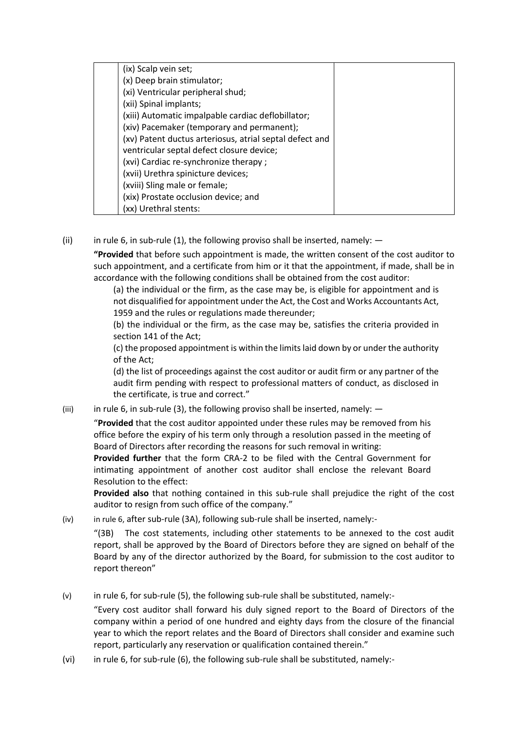| | (ix) Scalp vein set;<br>(x) Deep brain stimulator;<br>(xi) Ventricular peripheral shud;<br>(xii) Spinal implants;<br>(xiii) Automatic impalpable cardiac deflobillator;<br>(xiv) Pacemaker (temporary and permanent);<br>(xv) Patent ductus arteriosus, atrial septal defect and ventricular septal defect closure device;<br>(xvi) Cardiac re-synchronize therapy ;<br>(xvii) Urethra spinicture devices;<br>(xviii) Sling male or female;<br>(xix) Prostate occlusion device; and<br>(xx) Urethral stents: | |
|---|---|---|

(ii) in rule 6, in sub-rule (1), the following proviso shall be inserted, namely: —

**"Provided** that before such appointment is made, the written consent of the cost auditor to such appointment, and a certificate from him or it that the appointment, if made, shall be in accordance with the following conditions shall be obtained from the cost auditor:

(a) the individual or the firm, as the case may be, is eligible for appointment and is not disqualified for appointment under the Act, the Cost and Works Accountants Act, 1959 and the rules or regulations made thereunder;

(b) the individual or the firm, as the case may be, satisfies the criteria provided in section 141 of the Act;

(c) the proposed appointment is within the limits laid down by or under the authority of the Act;

(d) the list of proceedings against the cost auditor or audit firm or any partner of the audit firm pending with respect to professional matters of conduct, as disclosed in the certificate, is true and correct."

(iii) in rule 6, in sub-rule (3), the following proviso shall be inserted, namely: —

"**Provided** that the cost auditor appointed under these rules may be removed from his office before the expiry of his term only through a resolution passed in the meeting of Board of Directors after recording the reasons for such removal in writing:

**Provided further** that the form CRA-2 to be filed with the Central Government for intimating appointment of another cost auditor shall enclose the relevant Board Resolution to the effect:

**Provided also** that nothing contained in this sub-rule shall prejudice the right of the cost auditor to resign from such office of the company."

(iv) in rule 6, after sub-rule (3A), following sub-rule shall be inserted, namely:-

"(3B) The cost statements, including other statements to be annexed to the cost audit report, shall be approved by the Board of Directors before they are signed on behalf of the Board by any of the director authorized by the Board, for submission to the cost auditor to report thereon"

(v) in rule 6, for sub-rule (5), the following sub-rule shall be substituted, namely:-

"Every cost auditor shall forward his duly signed report to the Board of Directors of the company within a period of one hundred and eighty days from the closure of the financial year to which the report relates and the Board of Directors shall consider and examine such report, particularly any reservation or qualification contained therein."

(vi) in rule 6, for sub-rule (6), the following sub-rule shall be substituted, namely:-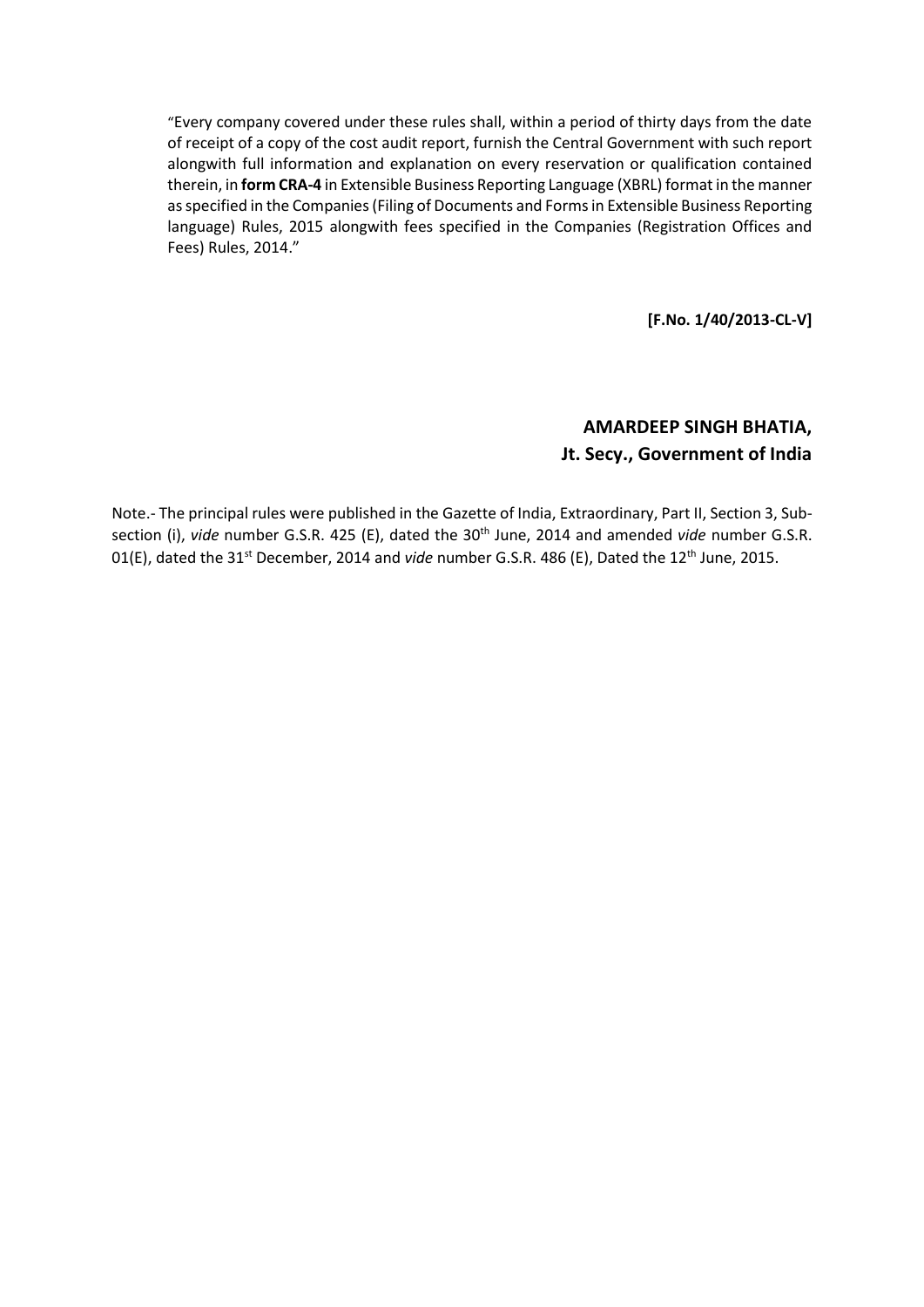"Every company covered under these rules shall, within a period of thirty days from the date of receipt of a copy of the cost audit report, furnish the Central Government with such report alongwith full information and explanation on every reservation or qualification contained therein, in **form CRA-4** in Extensible Business Reporting Language (XBRL) format in the manner as specified in the Companies (Filing of Documents and Forms in Extensible Business Reporting language) Rules, 2015 alongwith fees specified in the Companies (Registration Offices and Fees) Rules, 2014."

**[F.No. 1/40/2013-CL-V]**

**AMARDEEP SINGH BHATIA,**
**Jt. Secy., Government of India**

Note.- The principal rules were published in the Gazette of India, Extraordinary, Part II, Section 3, Sub-section (i), *vide* number G.S.R. 425 (E), dated the 30th June, 2014 and amended *vide* number G.S.R. 01(E), dated the 31st December, 2014 and *vide* number G.S.R. 486 (E), Dated the 12th June, 2015.